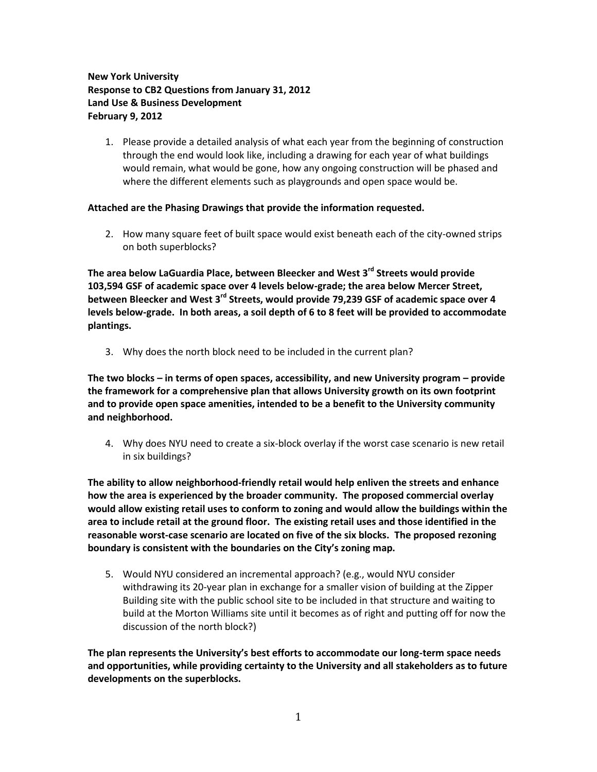**New York University**
**Response to CB2 Questions from January 31, 2012**
**Land Use & Business Development**
**February 9, 2012**

1. Please provide a detailed analysis of what each year from the beginning of construction through the end would look like, including a drawing for each year of what buildings would remain, what would be gone, how any ongoing construction will be phased and where the different elements such as playgrounds and open space would be.

**Attached are the Phasing Drawings that provide the information requested.**

2. How many square feet of built space would exist beneath each of the city-owned strips on both superblocks?

**The area below LaGuardia Place, between Bleecker and West 3rd Streets would provide 103,594 GSF of academic space over 4 levels below-grade; the area below Mercer Street, between Bleecker and West 3rd Streets, would provide 79,239 GSF of academic space over 4 levels below-grade. In both areas, a soil depth of 6 to 8 feet will be provided to accommodate plantings.**

3. Why does the north block need to be included in the current plan?

**The two blocks – in terms of open spaces, accessibility, and new University program – provide the framework for a comprehensive plan that allows University growth on its own footprint and to provide open space amenities, intended to be a benefit to the University community and neighborhood.**

4. Why does NYU need to create a six-block overlay if the worst case scenario is new retail in six buildings?

**The ability to allow neighborhood-friendly retail would help enliven the streets and enhance how the area is experienced by the broader community. The proposed commercial overlay would allow existing retail uses to conform to zoning and would allow the buildings within the area to include retail at the ground floor. The existing retail uses and those identified in the reasonable worst-case scenario are located on five of the six blocks. The proposed rezoning boundary is consistent with the boundaries on the City's zoning map.**

5. Would NYU considered an incremental approach? (e.g., would NYU consider withdrawing its 20-year plan in exchange for a smaller vision of building at the Zipper Building site with the public school site to be included in that structure and waiting to build at the Morton Williams site until it becomes as of right and putting off for now the discussion of the north block?)

**The plan represents the University's best efforts to accommodate our long-term space needs and opportunities, while providing certainty to the University and all stakeholders as to future developments on the superblocks.**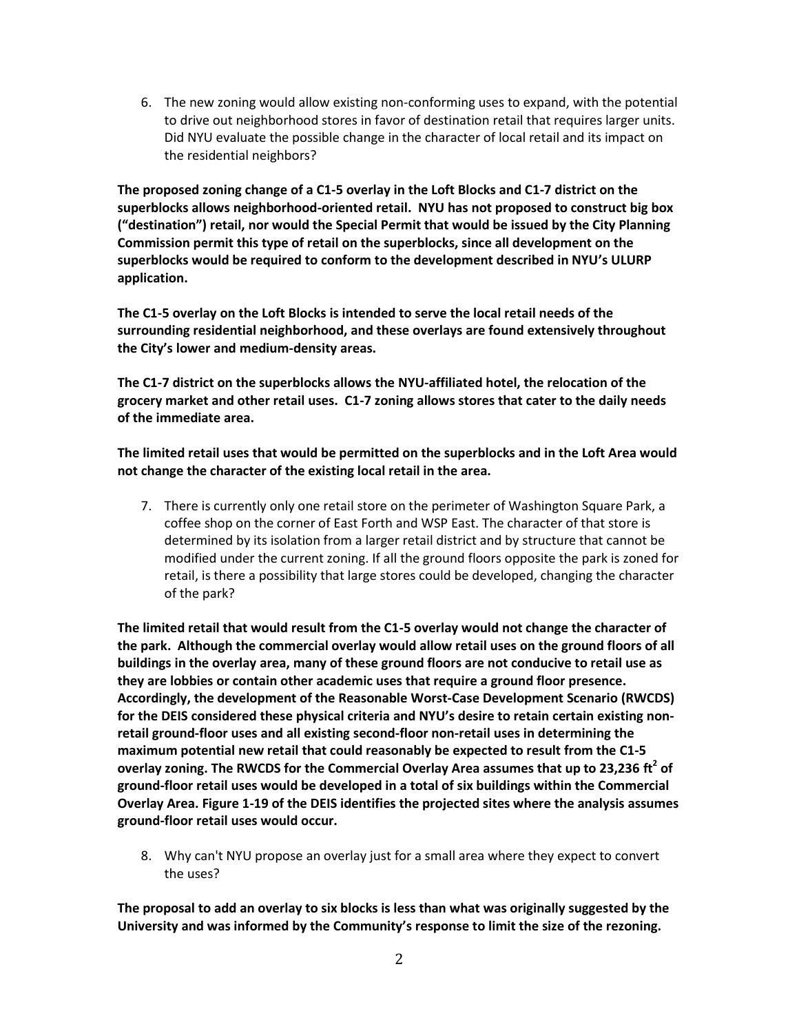6. The new zoning would allow existing non-conforming uses to expand, with the potential to drive out neighborhood stores in favor of destination retail that requires larger units. Did NYU evaluate the possible change in the character of local retail and its impact on the residential neighbors?

**The proposed zoning change of a C1-5 overlay in the Loft Blocks and C1-7 district on the superblocks allows neighborhood-oriented retail. NYU has not proposed to construct big box ("destination") retail, nor would the Special Permit that would be issued by the City Planning Commission permit this type of retail on the superblocks, since all development on the superblocks would be required to conform to the development described in NYU's ULURP application.**

**The C1-5 overlay on the Loft Blocks is intended to serve the local retail needs of the surrounding residential neighborhood, and these overlays are found extensively throughout the City's lower and medium-density areas.**

**The C1-7 district on the superblocks allows the NYU-affiliated hotel, the relocation of the grocery market and other retail uses. C1-7 zoning allows stores that cater to the daily needs of the immediate area.**

**The limited retail uses that would be permitted on the superblocks and in the Loft Area would not change the character of the existing local retail in the area.**

7. There is currently only one retail store on the perimeter of Washington Square Park, a coffee shop on the corner of East Forth and WSP East. The character of that store is determined by its isolation from a larger retail district and by structure that cannot be modified under the current zoning. If all the ground floors opposite the park is zoned for retail, is there a possibility that large stores could be developed, changing the character of the park?

**The limited retail that would result from the C1-5 overlay would not change the character of the park. Although the commercial overlay would allow retail uses on the ground floors of all buildings in the overlay area, many of these ground floors are not conducive to retail use as they are lobbies or contain other academic uses that require a ground floor presence. Accordingly, the development of the Reasonable Worst-Case Development Scenario (RWCDS) for the DEIS considered these physical criteria and NYU's desire to retain certain existing non-retail ground-floor uses and all existing second-floor non-retail uses in determining the maximum potential new retail that could reasonably be expected to result from the C1-5 overlay zoning. The RWCDS for the Commercial Overlay Area assumes that up to 23,236 ft$^2$ of ground-floor retail uses would be developed in a total of six buildings within the Commercial Overlay Area. Figure 1-19 of the DEIS identifies the projected sites where the analysis assumes ground-floor retail uses would occur.**

8. Why can't NYU propose an overlay just for a small area where they expect to convert the uses?

**The proposal to add an overlay to six blocks is less than what was originally suggested by the University and was informed by the Community's response to limit the size of the rezoning.**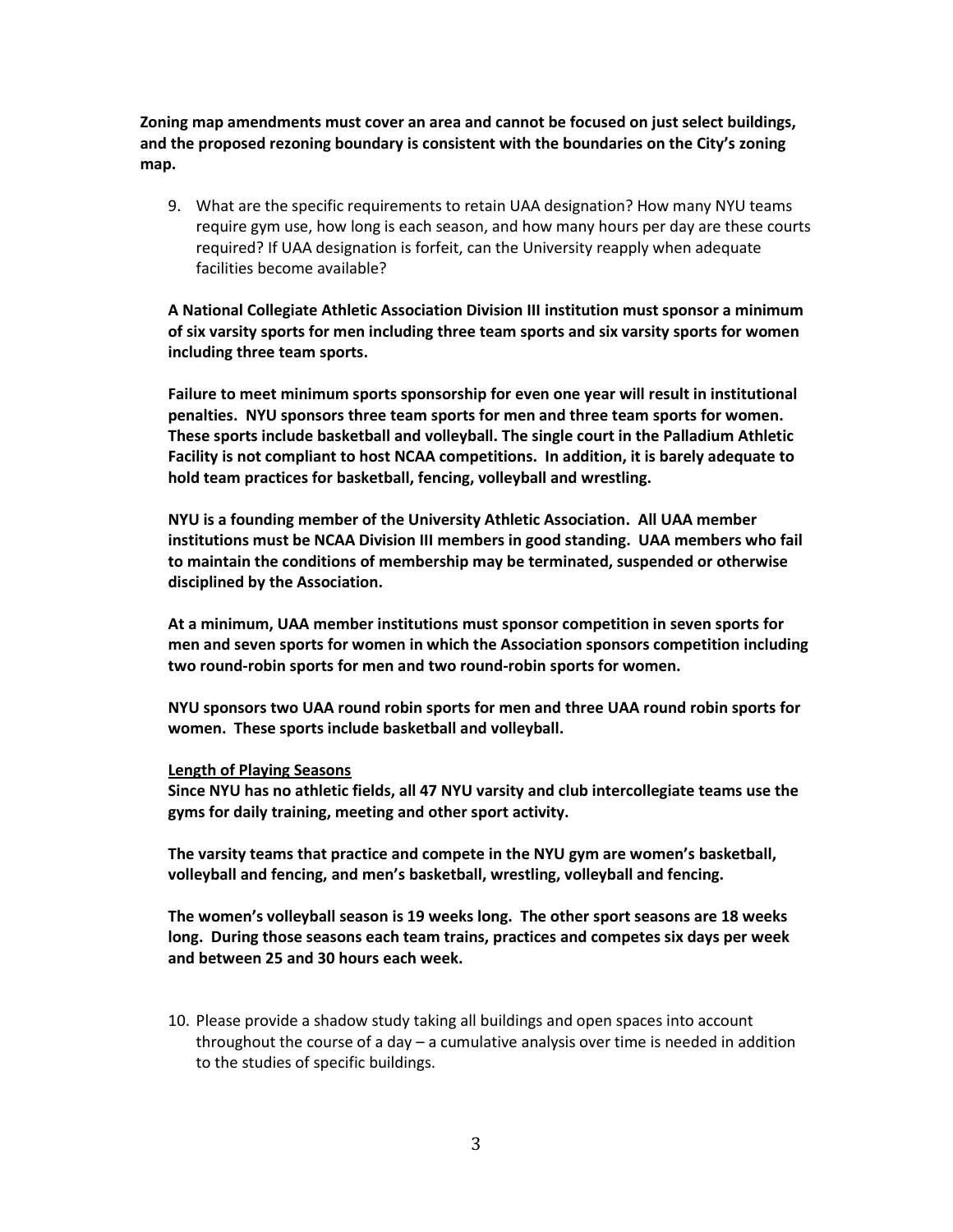**Zoning map amendments must cover an area and cannot be focused on just select buildings, and the proposed rezoning boundary is consistent with the boundaries on the City's zoning map.**

9. What are the specific requirements to retain UAA designation? How many NYU teams require gym use, how long is each season, and how many hours per day are these courts required? If UAA designation is forfeit, can the University reapply when adequate facilities become available?

**A National Collegiate Athletic Association Division III institution must sponsor a minimum of six varsity sports for men including three team sports and six varsity sports for women including three team sports.**

**Failure to meet minimum sports sponsorship for even one year will result in institutional penalties. NYU sponsors three team sports for men and three team sports for women. These sports include basketball and volleyball. The single court in the Palladium Athletic Facility is not compliant to host NCAA competitions. In addition, it is barely adequate to hold team practices for basketball, fencing, volleyball and wrestling.**

**NYU is a founding member of the University Athletic Association. All UAA member institutions must be NCAA Division III members in good standing. UAA members who fail to maintain the conditions of membership may be terminated, suspended or otherwise disciplined by the Association.**

**At a minimum, UAA member institutions must sponsor competition in seven sports for men and seven sports for women in which the Association sponsors competition including two round-robin sports for men and two round-robin sports for women.**

**NYU sponsors two UAA round robin sports for men and three UAA round robin sports for women. These sports include basketball and volleyball.**

**Length of Playing Seasons**

**Since NYU has no athletic fields, all 47 NYU varsity and club intercollegiate teams use the gyms for daily training, meeting and other sport activity.**

**The varsity teams that practice and compete in the NYU gym are women's basketball, volleyball and fencing, and men's basketball, wrestling, volleyball and fencing.**

**The women's volleyball season is 19 weeks long. The other sport seasons are 18 weeks long. During those seasons each team trains, practices and competes six days per week and between 25 and 30 hours each week.**

10. Please provide a shadow study taking all buildings and open spaces into account throughout the course of a day – a cumulative analysis over time is needed in addition to the studies of specific buildings.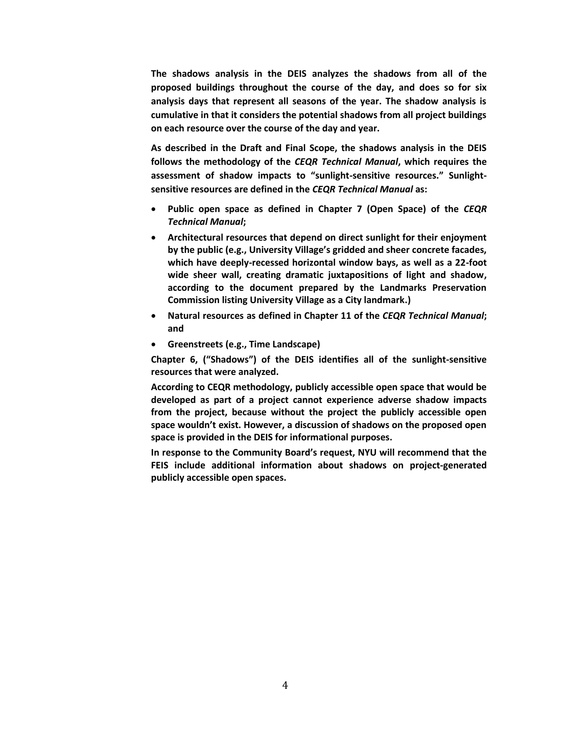**The shadows analysis in the DEIS analyzes the shadows from all of the proposed buildings throughout the course of the day, and does so for six analysis days that represent all seasons of the year. The shadow analysis is cumulative in that it considers the potential shadows from all project buildings on each resource over the course of the day and year.**

**As described in the Draft and Final Scope, the shadows analysis in the DEIS follows the methodology of the *CEQR Technical Manual*, which requires the assessment of shadow impacts to "sunlight-sensitive resources." Sunlight-sensitive resources are defined in the *CEQR Technical Manual* as:**

- **Public open space as defined in Chapter 7 (Open Space) of the *CEQR Technical Manual*;**
- **Architectural resources that depend on direct sunlight for their enjoyment by the public (e.g., University Village's gridded and sheer concrete facades, which have deeply-recessed horizontal window bays, as well as a 22-foot wide sheer wall, creating dramatic juxtapositions of light and shadow, according to the document prepared by the Landmarks Preservation Commission listing University Village as a City landmark.)**
- **Natural resources as defined in Chapter 11 of the *CEQR Technical Manual*; and**
- **Greenstreets (e.g., Time Landscape)**

**Chapter 6, ("Shadows") of the DEIS identifies all of the sunlight-sensitive resources that were analyzed.**

**According to CEQR methodology, publicly accessible open space that would be developed as part of a project cannot experience adverse shadow impacts from the project, because without the project the publicly accessible open space wouldn't exist. However, a discussion of shadows on the proposed open space is provided in the DEIS for informational purposes.**

**In response to the Community Board's request, NYU will recommend that the FEIS include additional information about shadows on project-generated publicly accessible open spaces.**